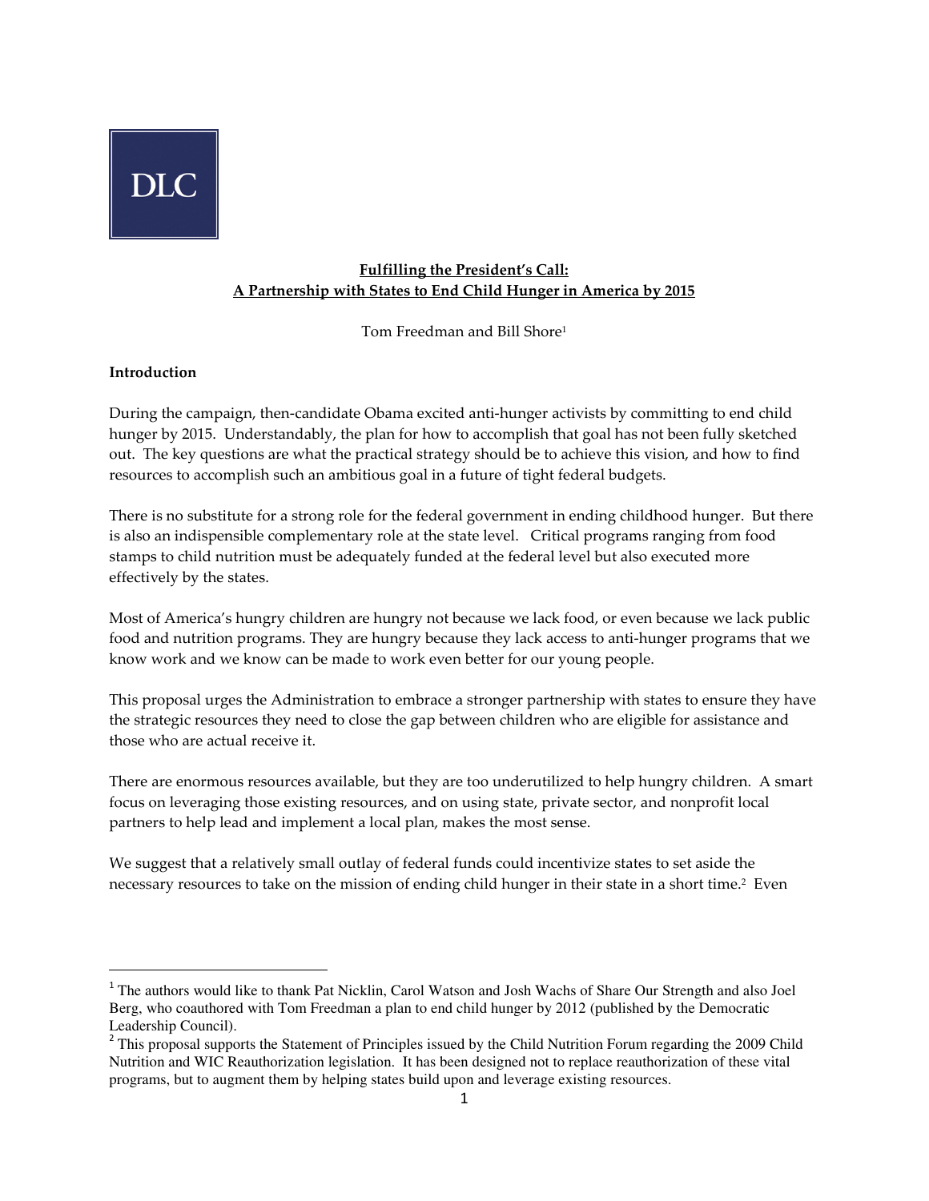DLC

**Fulfilling the President's Call:**
**A Partnership with States to End Child Hunger in America by 2015**

Tom Freedman and Bill Shore[1]

**Introduction**

During the campaign, then-candidate Obama excited anti-hunger activists by committing to end child hunger by 2015. Understandably, the plan for how to accomplish that goal has not been fully sketched out. The key questions are what the practical strategy should be to achieve this vision, and how to find resources to accomplish such an ambitious goal in a future of tight federal budgets.

There is no substitute for a strong role for the federal government in ending childhood hunger. But there is also an indispensible complementary role at the state level. Critical programs ranging from food stamps to child nutrition must be adequately funded at the federal level but also executed more effectively by the states.

Most of America's hungry children are hungry not because we lack food, or even because we lack public food and nutrition programs. They are hungry because they lack access to anti-hunger programs that we know work and we know can be made to work even better for our young people.

This proposal urges the Administration to embrace a stronger partnership with states to ensure they have the strategic resources they need to close the gap between children who are eligible for assistance and those who are actual receive it.

There are enormous resources available, but they are too underutilized to help hungry children. A smart focus on leveraging those existing resources, and on using state, private sector, and nonprofit local partners to help lead and implement a local plan, makes the most sense.

We suggest that a relatively small outlay of federal funds could incentivize states to set aside the necessary resources to take on the mission of ending child hunger in their state in a short time.[2] Even

---

[1] The authors would like to thank Pat Nicklin, Carol Watson and Josh Wachs of Share Our Strength and also Joel Berg, who coauthored with Tom Freedman a plan to end child hunger by 2012 (published by the Democratic Leadership Council).

[2] This proposal supports the Statement of Principles issued by the Child Nutrition Forum regarding the 2009 Child Nutrition and WIC Reauthorization legislation. It has been designed not to replace reauthorization of these vital programs, but to augment them by helping states build upon and leverage existing resources.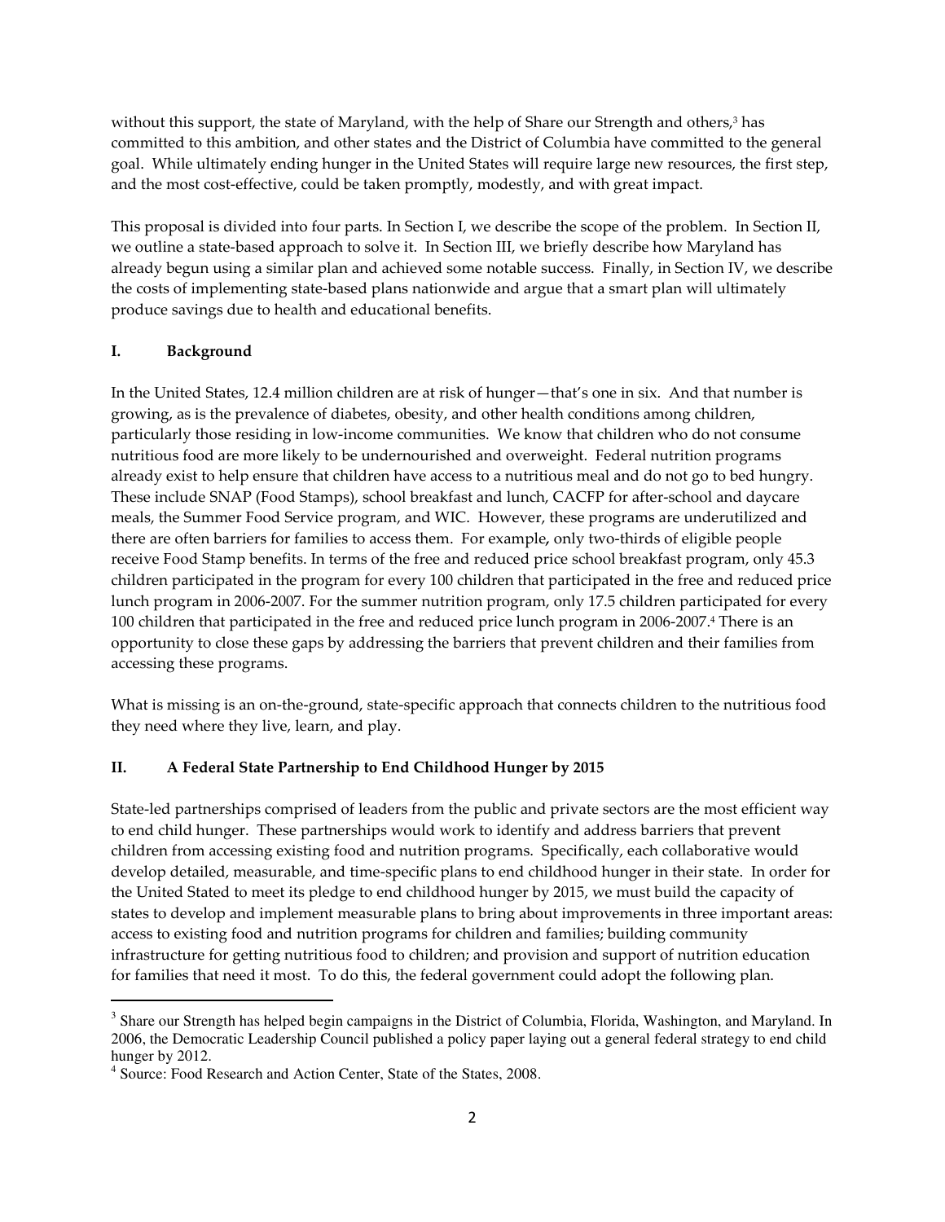without this support, the state of Maryland, with the help of Share our Strength and others,[3] has committed to this ambition, and other states and the District of Columbia have committed to the general goal. While ultimately ending hunger in the United States will require large new resources, the first step, and the most cost-effective, could be taken promptly, modestly, and with great impact.

This proposal is divided into four parts. In Section I, we describe the scope of the problem. In Section II, we outline a state-based approach to solve it. In Section III, we briefly describe how Maryland has already begun using a similar plan and achieved some notable success. Finally, in Section IV, we describe the costs of implementing state-based plans nationwide and argue that a smart plan will ultimately produce savings due to health and educational benefits.

## I. Background

In the United States, 12.4 million children are at risk of hunger—that's one in six. And that number is growing, as is the prevalence of diabetes, obesity, and other health conditions among children, particularly those residing in low-income communities. We know that children who do not consume nutritious food are more likely to be undernourished and overweight. Federal nutrition programs already exist to help ensure that children have access to a nutritious meal and do not go to bed hungry. These include SNAP (Food Stamps), school breakfast and lunch, CACFP for after-school and daycare meals, the Summer Food Service program, and WIC. However, these programs are underutilized and there are often barriers for families to access them. For example, only two-thirds of eligible people receive Food Stamp benefits. In terms of the free and reduced price school breakfast program, only 45.3 children participated in the program for every 100 children that participated in the free and reduced price lunch program in 2006-2007. For the summer nutrition program, only 17.5 children participated for every 100 children that participated in the free and reduced price lunch program in 2006-2007.[4] There is an opportunity to close these gaps by addressing the barriers that prevent children and their families from accessing these programs.

What is missing is an on-the-ground, state-specific approach that connects children to the nutritious food they need where they live, learn, and play.

## II. A Federal State Partnership to End Childhood Hunger by 2015

State-led partnerships comprised of leaders from the public and private sectors are the most efficient way to end child hunger. These partnerships would work to identify and address barriers that prevent children from accessing existing food and nutrition programs. Specifically, each collaborative would develop detailed, measurable, and time-specific plans to end childhood hunger in their state. In order for the United Stated to meet its pledge to end childhood hunger by 2015, we must build the capacity of states to develop and implement measurable plans to bring about improvements in three important areas: access to existing food and nutrition programs for children and families; building community infrastructure for getting nutritious food to children; and provision and support of nutrition education for families that need it most. To do this, the federal government could adopt the following plan.

---

[3] Share our Strength has helped begin campaigns in the District of Columbia, Florida, Washington, and Maryland. In 2006, the Democratic Leadership Council published a policy paper laying out a general federal strategy to end child hunger by 2012.

[4] Source: Food Research and Action Center, State of the States, 2008.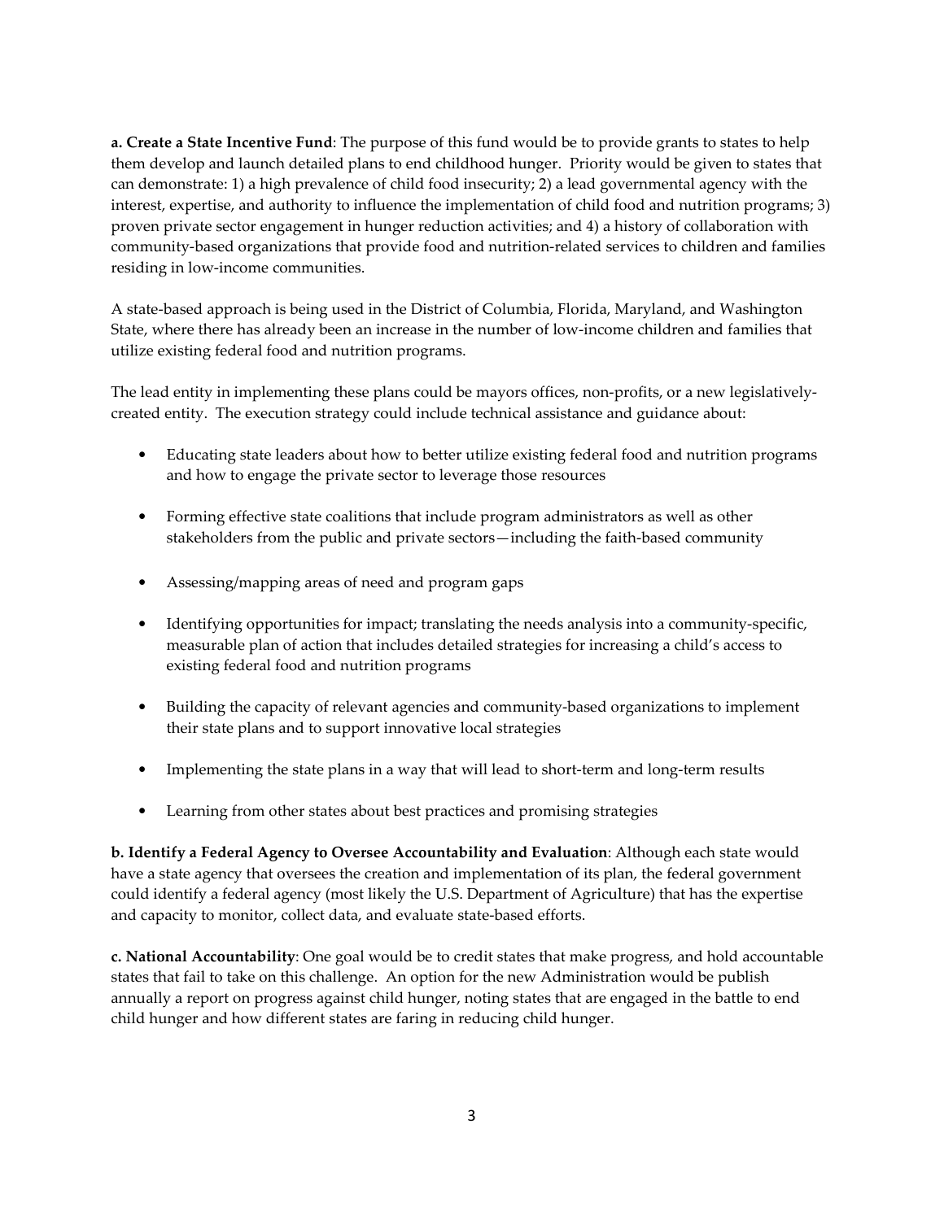**a. Create a State Incentive Fund**: The purpose of this fund would be to provide grants to states to help them develop and launch detailed plans to end childhood hunger. Priority would be given to states that can demonstrate: 1) a high prevalence of child food insecurity; 2) a lead governmental agency with the interest, expertise, and authority to influence the implementation of child food and nutrition programs; 3) proven private sector engagement in hunger reduction activities; and 4) a history of collaboration with community-based organizations that provide food and nutrition-related services to children and families residing in low-income communities.

A state-based approach is being used in the District of Columbia, Florida, Maryland, and Washington State, where there has already been an increase in the number of low-income children and families that utilize existing federal food and nutrition programs.

The lead entity in implementing these plans could be mayors offices, non-profits, or a new legislatively-created entity. The execution strategy could include technical assistance and guidance about:

- Educating state leaders about how to better utilize existing federal food and nutrition programs and how to engage the private sector to leverage those resources
- Forming effective state coalitions that include program administrators as well as other stakeholders from the public and private sectors—including the faith-based community
- Assessing/mapping areas of need and program gaps
- Identifying opportunities for impact; translating the needs analysis into a community-specific, measurable plan of action that includes detailed strategies for increasing a child's access to existing federal food and nutrition programs
- Building the capacity of relevant agencies and community-based organizations to implement their state plans and to support innovative local strategies
- Implementing the state plans in a way that will lead to short-term and long-term results
- Learning from other states about best practices and promising strategies

**b. Identify a Federal Agency to Oversee Accountability and Evaluation**: Although each state would have a state agency that oversees the creation and implementation of its plan, the federal government could identify a federal agency (most likely the U.S. Department of Agriculture) that has the expertise and capacity to monitor, collect data, and evaluate state-based efforts.

**c. National Accountability**: One goal would be to credit states that make progress, and hold accountable states that fail to take on this challenge. An option for the new Administration would be publish annually a report on progress against child hunger, noting states that are engaged in the battle to end child hunger and how different states are faring in reducing child hunger.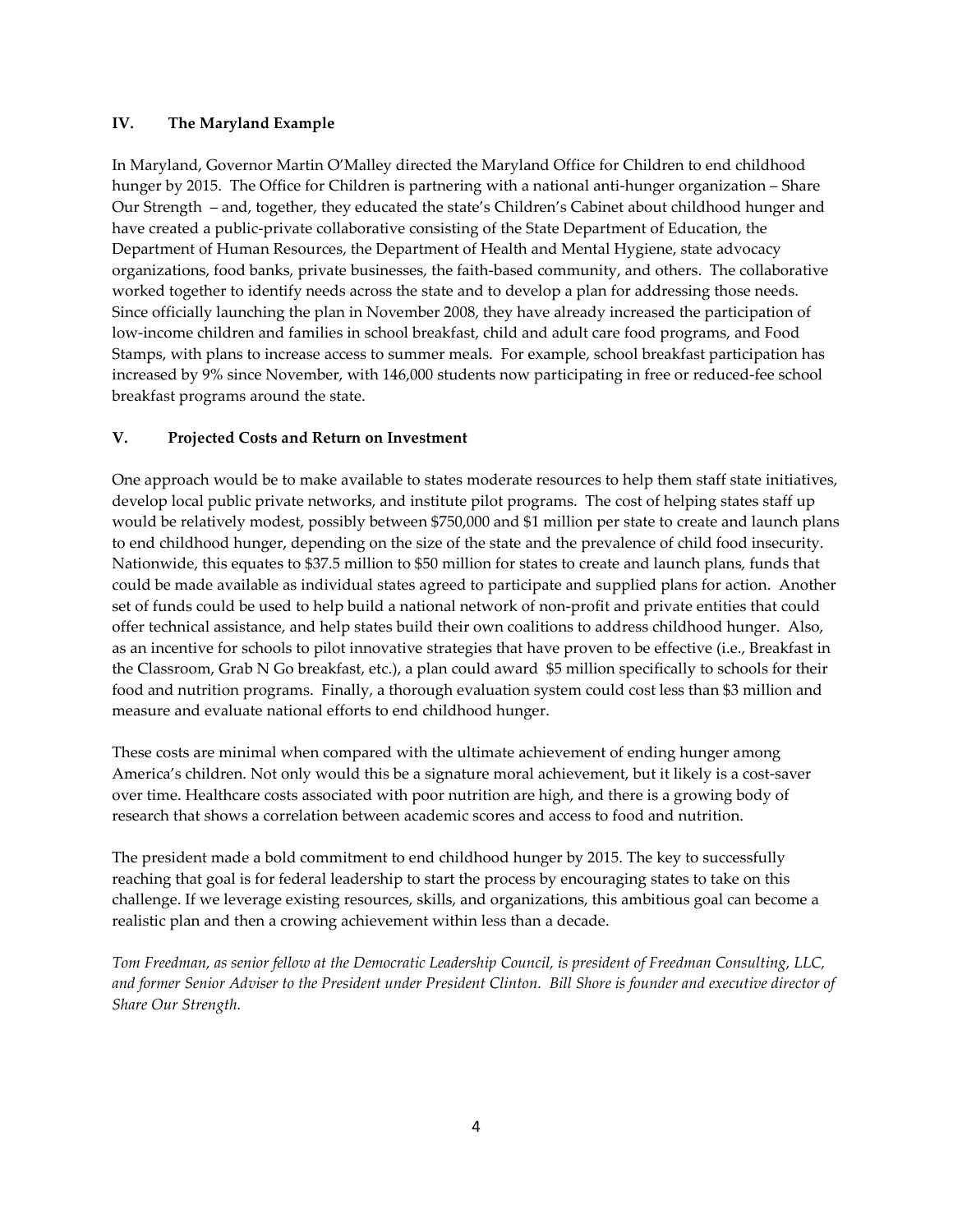## IV. The Maryland Example

In Maryland, Governor Martin O'Malley directed the Maryland Office for Children to end childhood hunger by 2015. The Office for Children is partnering with a national anti-hunger organization – Share Our Strength – and, together, they educated the state's Children's Cabinet about childhood hunger and have created a public-private collaborative consisting of the State Department of Education, the Department of Human Resources, the Department of Health and Mental Hygiene, state advocacy organizations, food banks, private businesses, the faith-based community, and others. The collaborative worked together to identify needs across the state and to develop a plan for addressing those needs. Since officially launching the plan in November 2008, they have already increased the participation of low-income children and families in school breakfast, child and adult care food programs, and Food Stamps, with plans to increase access to summer meals. For example, school breakfast participation has increased by 9% since November, with 146,000 students now participating in free or reduced-fee school breakfast programs around the state.

## V. Projected Costs and Return on Investment

One approach would be to make available to states moderate resources to help them staff state initiatives, develop local public private networks, and institute pilot programs. The cost of helping states staff up would be relatively modest, possibly between $750,000 and $1 million per state to create and launch plans to end childhood hunger, depending on the size of the state and the prevalence of child food insecurity. Nationwide, this equates to $37.5 million to $50 million for states to create and launch plans, funds that could be made available as individual states agreed to participate and supplied plans for action. Another set of funds could be used to help build a national network of non-profit and private entities that could offer technical assistance, and help states build their own coalitions to address childhood hunger. Also, as an incentive for schools to pilot innovative strategies that have proven to be effective (i.e., Breakfast in the Classroom, Grab N Go breakfast, etc.), a plan could award $5 million specifically to schools for their food and nutrition programs. Finally, a thorough evaluation system could cost less than $3 million and measure and evaluate national efforts to end childhood hunger.

These costs are minimal when compared with the ultimate achievement of ending hunger among America's children. Not only would this be a signature moral achievement, but it likely is a cost-saver over time. Healthcare costs associated with poor nutrition are high, and there is a growing body of research that shows a correlation between academic scores and access to food and nutrition.

The president made a bold commitment to end childhood hunger by 2015. The key to successfully reaching that goal is for federal leadership to start the process by encouraging states to take on this challenge. If we leverage existing resources, skills, and organizations, this ambitious goal can become a realistic plan and then a crowing achievement within less than a decade.

*Tom Freedman, as senior fellow at the Democratic Leadership Council, is president of Freedman Consulting, LLC, and former Senior Adviser to the President under President Clinton. Bill Shore is founder and executive director of Share Our Strength.*